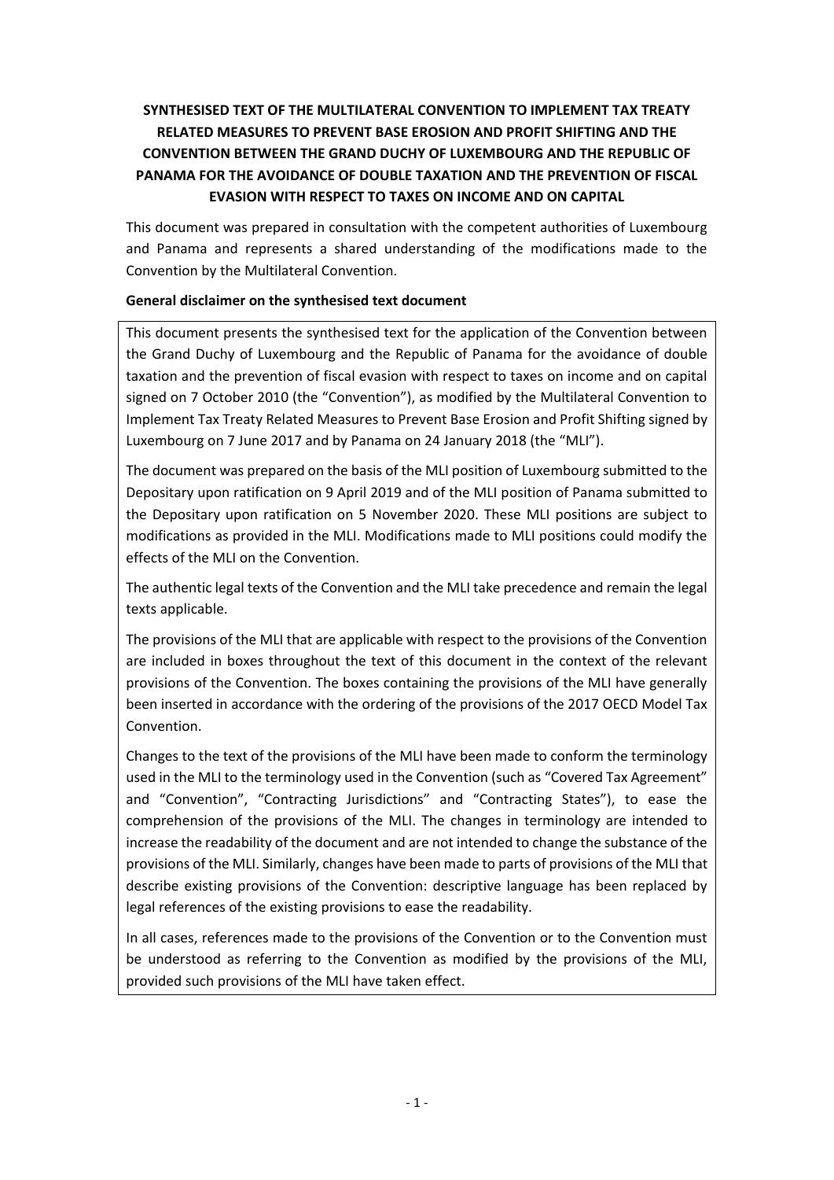# SYNTHESISED TEXT OF THE MULTILATERAL CONVENTION TO IMPLEMENT TAX TREATY RELATED MEASURES TO PREVENT BASE EROSION AND PROFIT SHIFTING AND THE CONVENTION BETWEEN THE GRAND DUCHY OF LUXEMBOURG AND THE REPUBLIC OF PANAMA FOR THE AVOIDANCE OF DOUBLE TAXATION AND THE PREVENTION OF FISCAL EVASION WITH RESPECT TO TAXES ON INCOME AND ON CAPITAL

This document was prepared in consultation with the competent authorities of Luxembourg and Panama and represents a shared understanding of the modifications made to the Convention by the Multilateral Convention.

**General disclaimer on the synthesised text document**

This document presents the synthesised text for the application of the Convention between the Grand Duchy of Luxembourg and the Republic of Panama for the avoidance of double taxation and the prevention of fiscal evasion with respect to taxes on income and on capital signed on 7 October 2010 (the "Convention"), as modified by the Multilateral Convention to Implement Tax Treaty Related Measures to Prevent Base Erosion and Profit Shifting signed by Luxembourg on 7 June 2017 and by Panama on 24 January 2018 (the "MLI").

The document was prepared on the basis of the MLI position of Luxembourg submitted to the Depositary upon ratification on 9 April 2019 and of the MLI position of Panama submitted to the Depositary upon ratification on 5 November 2020. These MLI positions are subject to modifications as provided in the MLI. Modifications made to MLI positions could modify the effects of the MLI on the Convention.

The authentic legal texts of the Convention and the MLI take precedence and remain the legal texts applicable.

The provisions of the MLI that are applicable with respect to the provisions of the Convention are included in boxes throughout the text of this document in the context of the relevant provisions of the Convention. The boxes containing the provisions of the MLI have generally been inserted in accordance with the ordering of the provisions of the 2017 OECD Model Tax Convention.

Changes to the text of the provisions of the MLI have been made to conform the terminology used in the MLI to the terminology used in the Convention (such as "Covered Tax Agreement" and "Convention", "Contracting Jurisdictions" and "Contracting States"), to ease the comprehension of the provisions of the MLI. The changes in terminology are intended to increase the readability of the document and are not intended to change the substance of the provisions of the MLI. Similarly, changes have been made to parts of provisions of the MLI that describe existing provisions of the Convention: descriptive language has been replaced by legal references of the existing provisions to ease the readability.

In all cases, references made to the provisions of the Convention or to the Convention must be understood as referring to the Convention as modified by the provisions of the MLI, provided such provisions of the MLI have taken effect.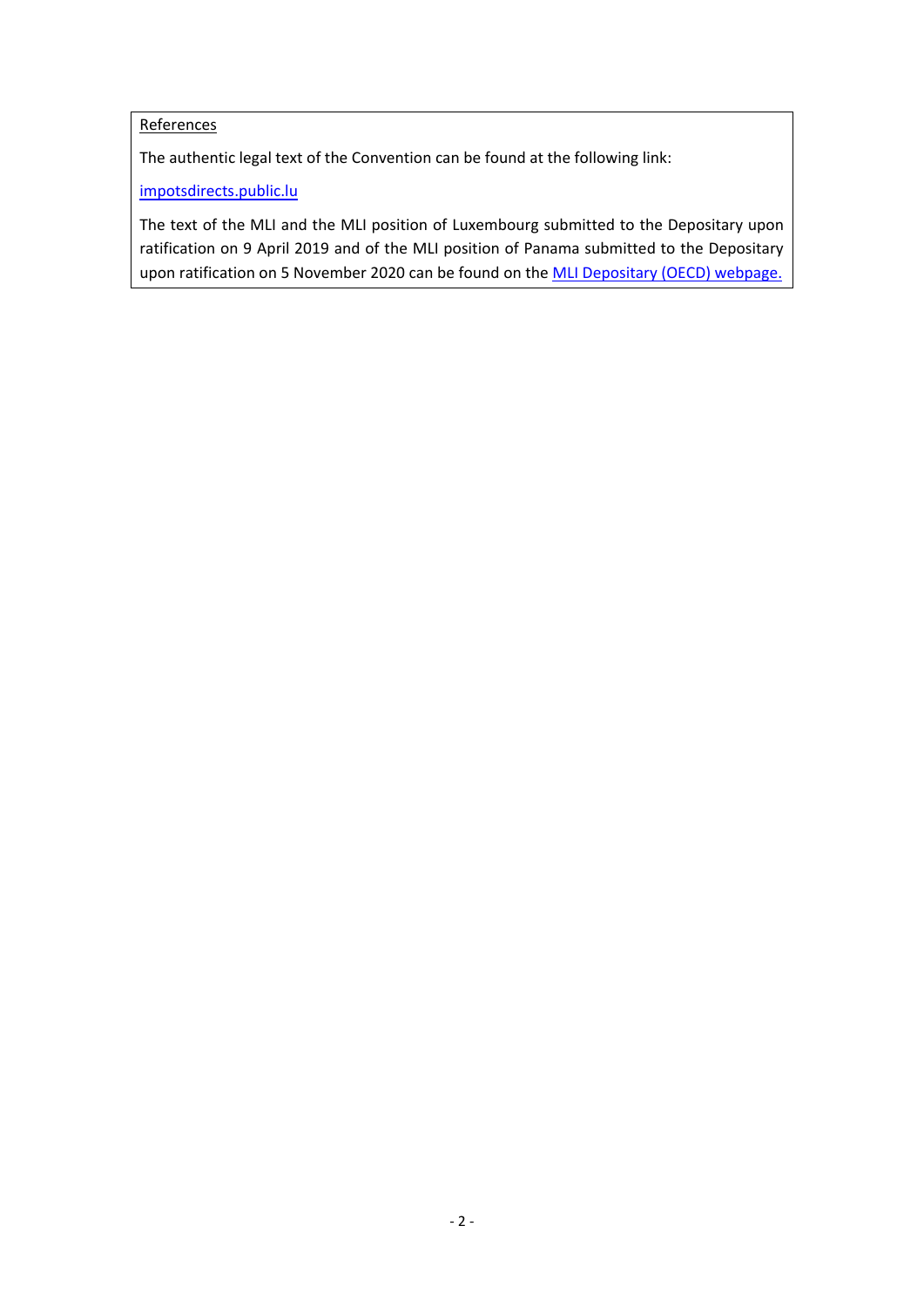References

The authentic legal text of the Convention can be found at the following link:

[impotsdirects.public.lu](impotsdirects.public.lu)

The text of the MLI and the MLI position of Luxembourg submitted to the Depositary upon ratification on 9 April 2019 and of the MLI position of Panama submitted to the Depositary upon ratification on 5 November 2020 can be found on the MLI Depositary (OECD) webpage.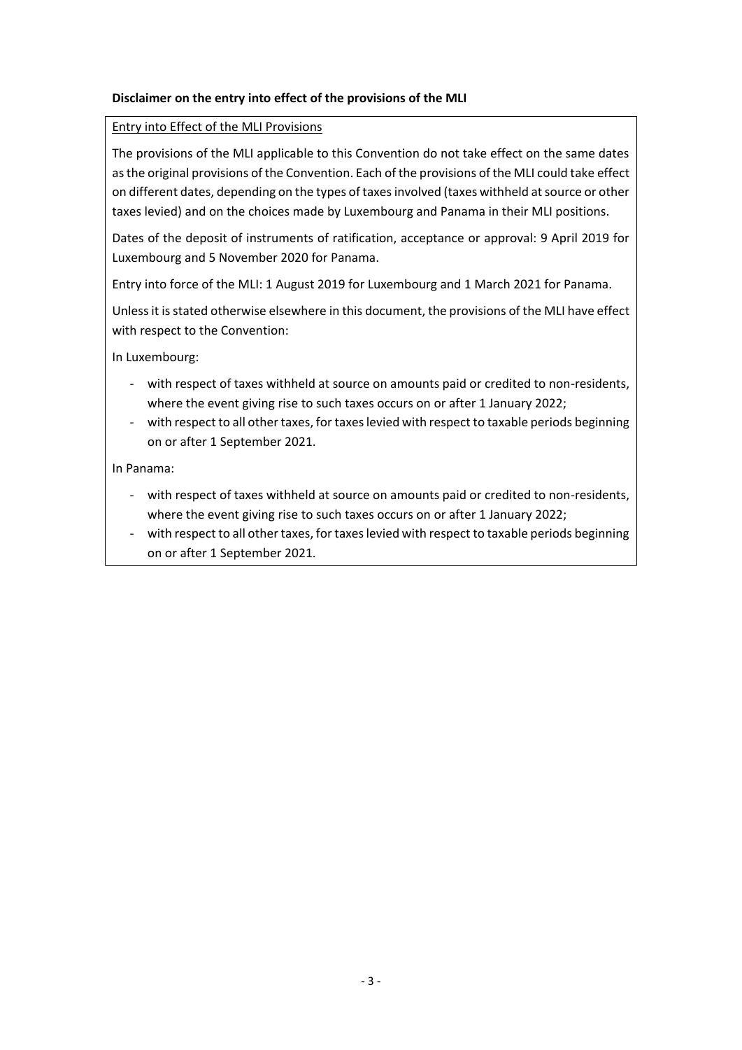**Disclaimer on the entry into effect of the provisions of the MLI**

Entry into Effect of the MLI Provisions

The provisions of the MLI applicable to this Convention do not take effect on the same dates as the original provisions of the Convention. Each of the provisions of the MLI could take effect on different dates, depending on the types of taxes involved (taxes withheld at source or other taxes levied) and on the choices made by Luxembourg and Panama in their MLI positions.

Dates of the deposit of instruments of ratification, acceptance or approval: 9 April 2019 for Luxembourg and 5 November 2020 for Panama.

Entry into force of the MLI: 1 August 2019 for Luxembourg and 1 March 2021 for Panama.

Unless it is stated otherwise elsewhere in this document, the provisions of the MLI have effect with respect to the Convention:

In Luxembourg:

- with respect of taxes withheld at source on amounts paid or credited to non-residents, where the event giving rise to such taxes occurs on or after 1 January 2022;
- with respect to all other taxes, for taxes levied with respect to taxable periods beginning on or after 1 September 2021.

In Panama:

- with respect of taxes withheld at source on amounts paid or credited to non-residents, where the event giving rise to such taxes occurs on or after 1 January 2022;
- with respect to all other taxes, for taxes levied with respect to taxable periods beginning on or after 1 September 2021.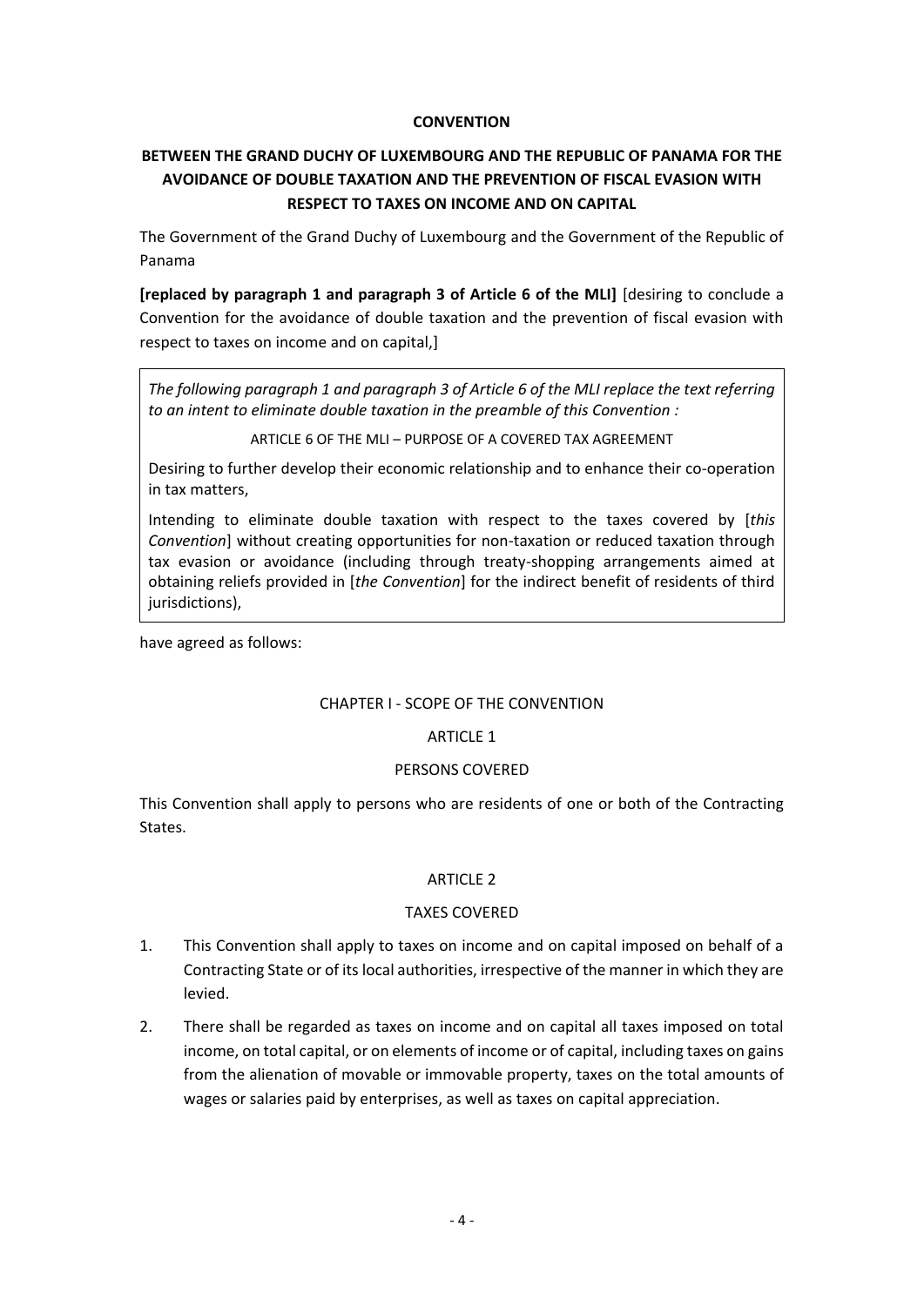# CONVENTION

## BETWEEN THE GRAND DUCHY OF LUXEMBOURG AND THE REPUBLIC OF PANAMA FOR THE AVOIDANCE OF DOUBLE TAXATION AND THE PREVENTION OF FISCAL EVASION WITH RESPECT TO TAXES ON INCOME AND ON CAPITAL

The Government of the Grand Duchy of Luxembourg and the Government of the Republic of Panama

**[replaced by paragraph 1 and paragraph 3 of Article 6 of the MLI]** [desiring to conclude a Convention for the avoidance of double taxation and the prevention of fiscal evasion with respect to taxes on income and on capital,]

> *The following paragraph 1 and paragraph 3 of Article 6 of the MLI replace the text referring to an intent to eliminate double taxation in the preamble of this Convention :*
>
> ARTICLE 6 OF THE MLI – PURPOSE OF A COVERED TAX AGREEMENT
>
> Desiring to further develop their economic relationship and to enhance their co-operation in tax matters,
>
> Intending to eliminate double taxation with respect to the taxes covered by [*this Convention*] without creating opportunities for non-taxation or reduced taxation through tax evasion or avoidance (including through treaty-shopping arrangements aimed at obtaining reliefs provided in [*the Convention*] for the indirect benefit of residents of third jurisdictions),

have agreed as follows:

### CHAPTER I - SCOPE OF THE CONVENTION

### ARTICLE 1

### PERSONS COVERED

This Convention shall apply to persons who are residents of one or both of the Contracting States.

### ARTICLE 2

### TAXES COVERED

1. This Convention shall apply to taxes on income and on capital imposed on behalf of a Contracting State or of its local authorities, irrespective of the manner in which they are levied.

2. There shall be regarded as taxes on income and on capital all taxes imposed on total income, on total capital, or on elements of income or of capital, including taxes on gains from the alienation of movable or immovable property, taxes on the total amounts of wages or salaries paid by enterprises, as well as taxes on capital appreciation.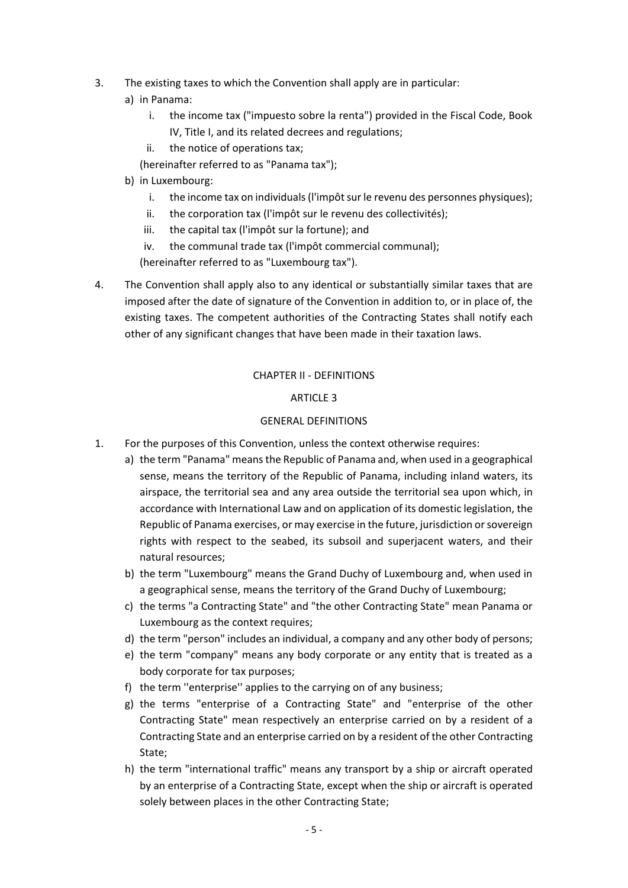3. The existing taxes to which the Convention shall apply are in particular:
   a) in Panama:
      i. the income tax ("impuesto sobre la renta") provided in the Fiscal Code, Book IV, Title I, and its related decrees and regulations;
      ii. the notice of operations tax;

      (hereinafter referred to as "Panama tax");
   b) in Luxembourg:
      i. the income tax on individuals (l'impôt sur le revenu des personnes physiques);
      ii. the corporation tax (l'impôt sur le revenu des collectivités);
      iii. the capital tax (l'impôt sur la fortune); and
      iv. the communal trade tax (l'impôt commercial communal);

      (hereinafter referred to as "Luxembourg tax").

4. The Convention shall apply also to any identical or substantially similar taxes that are imposed after the date of signature of the Convention in addition to, or in place of, the existing taxes. The competent authorities of the Contracting States shall notify each other of any significant changes that have been made in their taxation laws.

## CHAPTER II - DEFINITIONS

### ARTICLE 3

### GENERAL DEFINITIONS

1. For the purposes of this Convention, unless the context otherwise requires:
   a) the term "Panama" means the Republic of Panama and, when used in a geographical sense, means the territory of the Republic of Panama, including inland waters, its airspace, the territorial sea and any area outside the territorial sea upon which, in accordance with International Law and on application of its domestic legislation, the Republic of Panama exercises, or may exercise in the future, jurisdiction or sovereign rights with respect to the seabed, its subsoil and superjacent waters, and their natural resources;
   b) the term "Luxembourg" means the Grand Duchy of Luxembourg and, when used in a geographical sense, means the territory of the Grand Duchy of Luxembourg;
   c) the terms "a Contracting State" and "the other Contracting State" mean Panama or Luxembourg as the context requires;
   d) the term "person" includes an individual, a company and any other body of persons;
   e) the term "company" means any body corporate or any entity that is treated as a body corporate for tax purposes;
   f) the term ''enterprise'' applies to the carrying on of any business;
   g) the terms "enterprise of a Contracting State" and "enterprise of the other Contracting State" mean respectively an enterprise carried on by a resident of a Contracting State and an enterprise carried on by a resident of the other Contracting State;
   h) the term "international traffic" means any transport by a ship or aircraft operated by an enterprise of a Contracting State, except when the ship or aircraft is operated solely between places in the other Contracting State;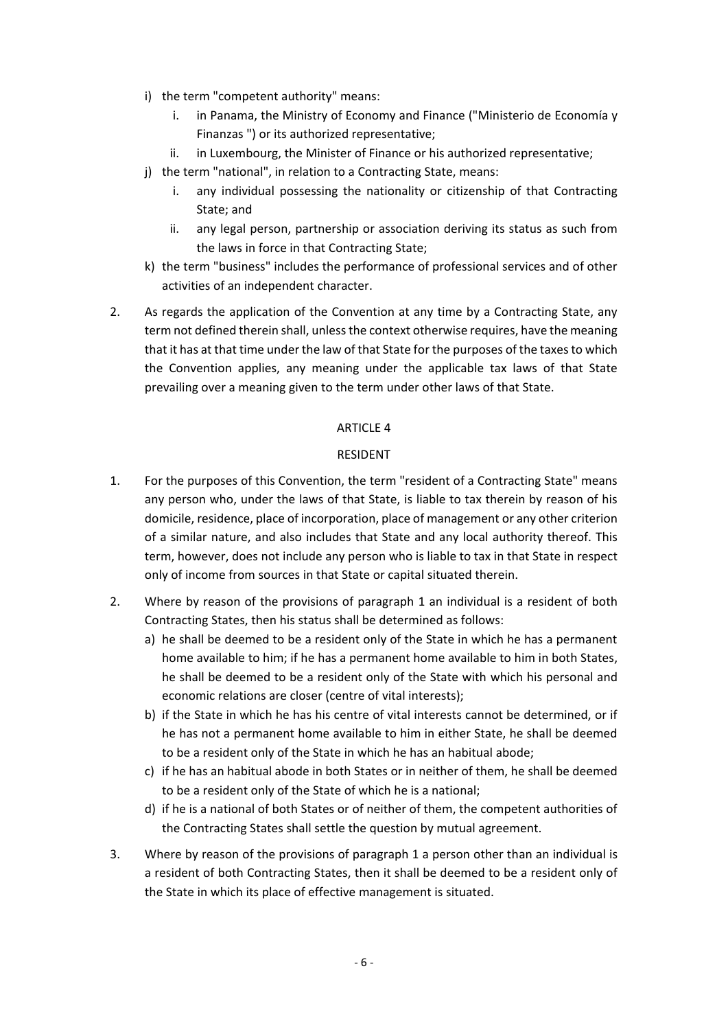i) the term "competent authority" means:
   i. in Panama, the Ministry of Economy and Finance ("Ministerio de Economía y Finanzas ") or its authorized representative;
   ii. in Luxembourg, the Minister of Finance or his authorized representative;
j) the term "national", in relation to a Contracting State, means:
   i. any individual possessing the nationality or citizenship of that Contracting State; and
   ii. any legal person, partnership or association deriving its status as such from the laws in force in that Contracting State;
k) the term "business" includes the performance of professional services and of other activities of an independent character.

2. As regards the application of the Convention at any time by a Contracting State, any term not defined therein shall, unless the context otherwise requires, have the meaning that it has at that time under the law of that State for the purposes of the taxes to which the Convention applies, any meaning under the applicable tax laws of that State prevailing over a meaning given to the term under other laws of that State.

## ARTICLE 4

## RESIDENT

1. For the purposes of this Convention, the term "resident of a Contracting State" means any person who, under the laws of that State, is liable to tax therein by reason of his domicile, residence, place of incorporation, place of management or any other criterion of a similar nature, and also includes that State and any local authority thereof. This term, however, does not include any person who is liable to tax in that State in respect only of income from sources in that State or capital situated therein.

2. Where by reason of the provisions of paragraph 1 an individual is a resident of both Contracting States, then his status shall be determined as follows:
   a) he shall be deemed to be a resident only of the State in which he has a permanent home available to him; if he has a permanent home available to him in both States, he shall be deemed to be a resident only of the State with which his personal and economic relations are closer (centre of vital interests);
   b) if the State in which he has his centre of vital interests cannot be determined, or if he has not a permanent home available to him in either State, he shall be deemed to be a resident only of the State in which he has an habitual abode;
   c) if he has an habitual abode in both States or in neither of them, he shall be deemed to be a resident only of the State of which he is a national;
   d) if he is a national of both States or of neither of them, the competent authorities of the Contracting States shall settle the question by mutual agreement.

3. Where by reason of the provisions of paragraph 1 a person other than an individual is a resident of both Contracting States, then it shall be deemed to be a resident only of the State in which its place of effective management is situated.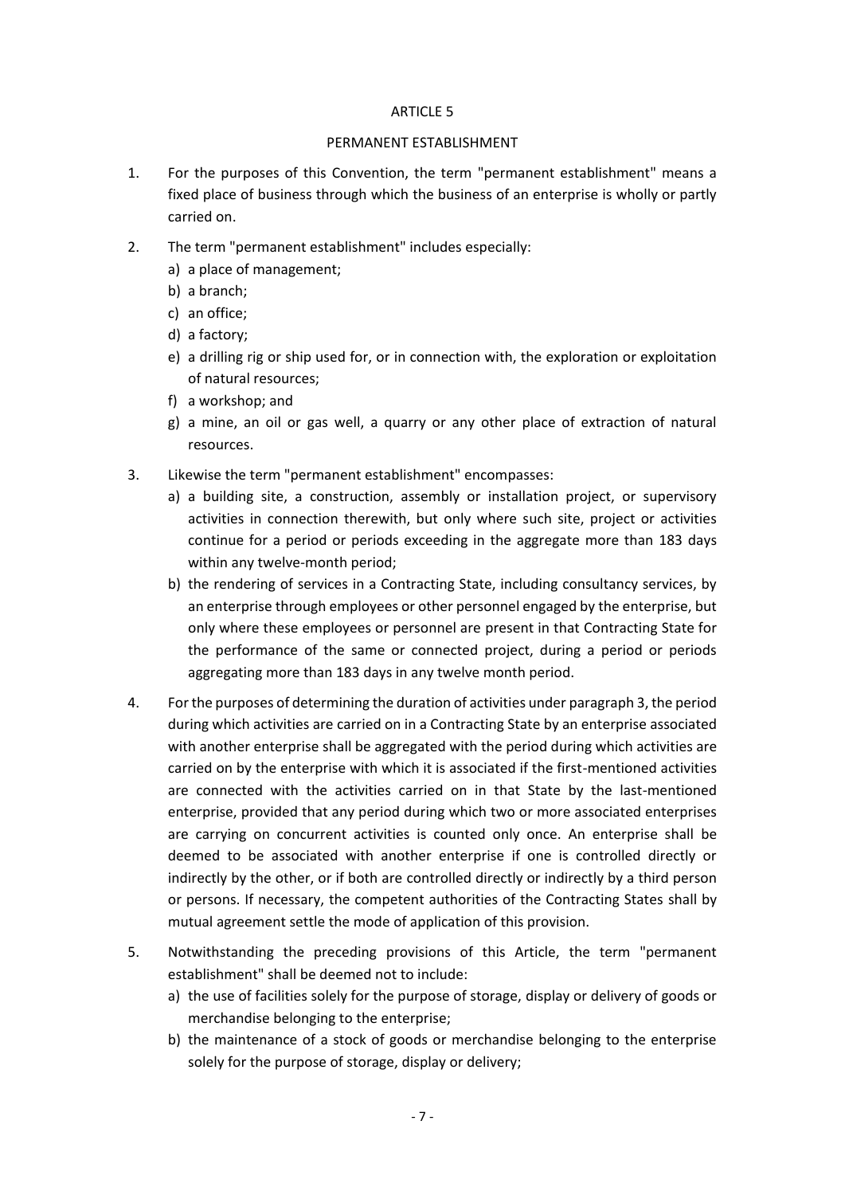## ARTICLE 5

## PERMANENT ESTABLISHMENT

1. For the purposes of this Convention, the term "permanent establishment" means a fixed place of business through which the business of an enterprise is wholly or partly carried on.

2. The term "permanent establishment" includes especially:
   a) a place of management;
   b) a branch;
   c) an office;
   d) a factory;
   e) a drilling rig or ship used for, or in connection with, the exploration or exploitation of natural resources;
   f) a workshop; and
   g) a mine, an oil or gas well, a quarry or any other place of extraction of natural resources.

3. Likewise the term "permanent establishment" encompasses:
   a) a building site, a construction, assembly or installation project, or supervisory activities in connection therewith, but only where such site, project or activities continue for a period or periods exceeding in the aggregate more than 183 days within any twelve-month period;
   b) the rendering of services in a Contracting State, including consultancy services, by an enterprise through employees or other personnel engaged by the enterprise, but only where these employees or personnel are present in that Contracting State for the performance of the same or connected project, during a period or periods aggregating more than 183 days in any twelve month period.

4. For the purposes of determining the duration of activities under paragraph 3, the period during which activities are carried on in a Contracting State by an enterprise associated with another enterprise shall be aggregated with the period during which activities are carried on by the enterprise with which it is associated if the first-mentioned activities are connected with the activities carried on in that State by the last-mentioned enterprise, provided that any period during which two or more associated enterprises are carrying on concurrent activities is counted only once. An enterprise shall be deemed to be associated with another enterprise if one is controlled directly or indirectly by the other, or if both are controlled directly or indirectly by a third person or persons. If necessary, the competent authorities of the Contracting States shall by mutual agreement settle the mode of application of this provision.

5. Notwithstanding the preceding provisions of this Article, the term "permanent establishment" shall be deemed not to include:
   a) the use of facilities solely for the purpose of storage, display or delivery of goods or merchandise belonging to the enterprise;
   b) the maintenance of a stock of goods or merchandise belonging to the enterprise solely for the purpose of storage, display or delivery;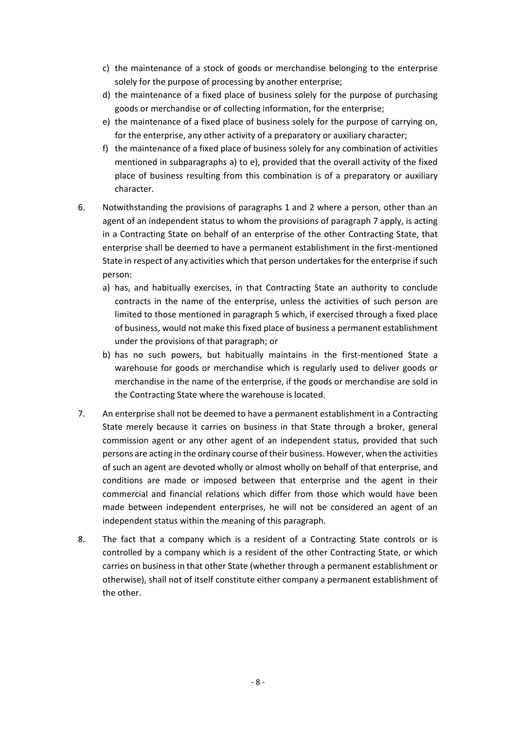c) the maintenance of a stock of goods or merchandise belonging to the enterprise solely for the purpose of processing by another enterprise;

d) the maintenance of a fixed place of business solely for the purpose of purchasing goods or merchandise or of collecting information, for the enterprise;

e) the maintenance of a fixed place of business solely for the purpose of carrying on, for the enterprise, any other activity of a preparatory or auxiliary character;

f) the maintenance of a fixed place of business solely for any combination of activities mentioned in subparagraphs a) to e), provided that the overall activity of the fixed place of business resulting from this combination is of a preparatory or auxiliary character.

6. Notwithstanding the provisions of paragraphs 1 and 2 where a person, other than an agent of an independent status to whom the provisions of paragraph 7 apply, is acting in a Contracting State on behalf of an enterprise of the other Contracting State, that enterprise shall be deemed to have a permanent establishment in the first-mentioned State in respect of any activities which that person undertakes for the enterprise if such person:

   a) has, and habitually exercises, in that Contracting State an authority to conclude contracts in the name of the enterprise, unless the activities of such person are limited to those mentioned in paragraph 5 which, if exercised through a fixed place of business, would not make this fixed place of business a permanent establishment under the provisions of that paragraph; or

   b) has no such powers, but habitually maintains in the first-mentioned State a warehouse for goods or merchandise which is regularly used to deliver goods or merchandise in the name of the enterprise, if the goods or merchandise are sold in the Contracting State where the warehouse is located.

7. An enterprise shall not be deemed to have a permanent establishment in a Contracting State merely because it carries on business in that State through a broker, general commission agent or any other agent of an independent status, provided that such persons are acting in the ordinary course of their business. However, when the activities of such an agent are devoted wholly or almost wholly on behalf of that enterprise, and conditions are made or imposed between that enterprise and the agent in their commercial and financial relations which differ from those which would have been made between independent enterprises, he will not be considered an agent of an independent status within the meaning of this paragraph.

8. The fact that a company which is a resident of a Contracting State controls or is controlled by a company which is a resident of the other Contracting State, or which carries on business in that other State (whether through a permanent establishment or otherwise), shall not of itself constitute either company a permanent establishment of the other.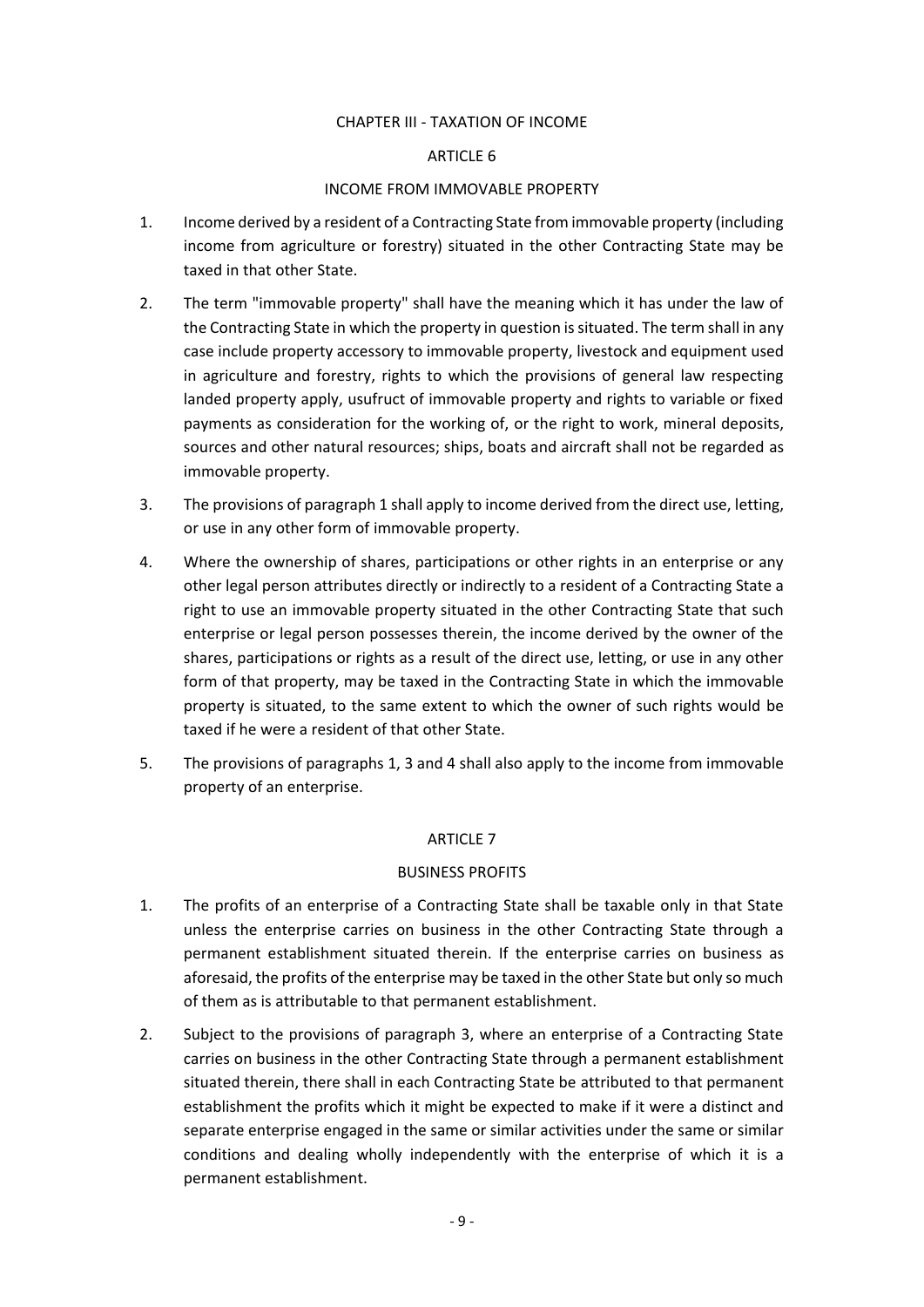# CHAPTER III - TAXATION OF INCOME

## ARTICLE 6

### INCOME FROM IMMOVABLE PROPERTY

1. Income derived by a resident of a Contracting State from immovable property (including income from agriculture or forestry) situated in the other Contracting State may be taxed in that other State.

2. The term "immovable property" shall have the meaning which it has under the law of the Contracting State in which the property in question is situated. The term shall in any case include property accessory to immovable property, livestock and equipment used in agriculture and forestry, rights to which the provisions of general law respecting landed property apply, usufruct of immovable property and rights to variable or fixed payments as consideration for the working of, or the right to work, mineral deposits, sources and other natural resources; ships, boats and aircraft shall not be regarded as immovable property.

3. The provisions of paragraph 1 shall apply to income derived from the direct use, letting, or use in any other form of immovable property.

4. Where the ownership of shares, participations or other rights in an enterprise or any other legal person attributes directly or indirectly to a resident of a Contracting State a right to use an immovable property situated in the other Contracting State that such enterprise or legal person possesses therein, the income derived by the owner of the shares, participations or rights as a result of the direct use, letting, or use in any other form of that property, may be taxed in the Contracting State in which the immovable property is situated, to the same extent to which the owner of such rights would be taxed if he were a resident of that other State.

5. The provisions of paragraphs 1, 3 and 4 shall also apply to the income from immovable property of an enterprise.

## ARTICLE 7

### BUSINESS PROFITS

1. The profits of an enterprise of a Contracting State shall be taxable only in that State unless the enterprise carries on business in the other Contracting State through a permanent establishment situated therein. If the enterprise carries on business as aforesaid, the profits of the enterprise may be taxed in the other State but only so much of them as is attributable to that permanent establishment.

2. Subject to the provisions of paragraph 3, where an enterprise of a Contracting State carries on business in the other Contracting State through a permanent establishment situated therein, there shall in each Contracting State be attributed to that permanent establishment the profits which it might be expected to make if it were a distinct and separate enterprise engaged in the same or similar activities under the same or similar conditions and dealing wholly independently with the enterprise of which it is a permanent establishment.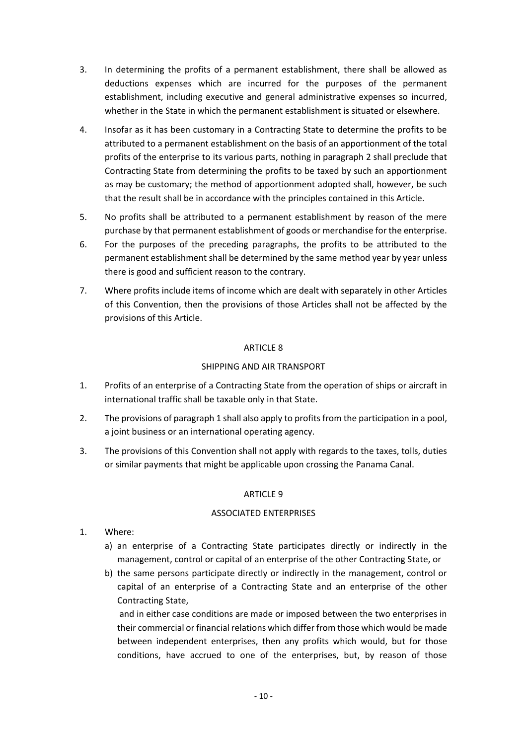3. In determining the profits of a permanent establishment, there shall be allowed as deductions expenses which are incurred for the purposes of the permanent establishment, including executive and general administrative expenses so incurred, whether in the State in which the permanent establishment is situated or elsewhere.

4. Insofar as it has been customary in a Contracting State to determine the profits to be attributed to a permanent establishment on the basis of an apportionment of the total profits of the enterprise to its various parts, nothing in paragraph 2 shall preclude that Contracting State from determining the profits to be taxed by such an apportionment as may be customary; the method of apportionment adopted shall, however, be such that the result shall be in accordance with the principles contained in this Article.

5. No profits shall be attributed to a permanent establishment by reason of the mere purchase by that permanent establishment of goods or merchandise for the enterprise.

6. For the purposes of the preceding paragraphs, the profits to be attributed to the permanent establishment shall be determined by the same method year by year unless there is good and sufficient reason to the contrary.

7. Where profits include items of income which are dealt with separately in other Articles of this Convention, then the provisions of those Articles shall not be affected by the provisions of this Article.

## ARTICLE 8

## SHIPPING AND AIR TRANSPORT

1. Profits of an enterprise of a Contracting State from the operation of ships or aircraft in international traffic shall be taxable only in that State.

2. The provisions of paragraph 1 shall also apply to profits from the participation in a pool, a joint business or an international operating agency.

3. The provisions of this Convention shall not apply with regards to the taxes, tolls, duties or similar payments that might be applicable upon crossing the Panama Canal.

## ARTICLE 9

## ASSOCIATED ENTERPRISES

1. Where:
   a) an enterprise of a Contracting State participates directly or indirectly in the management, control or capital of an enterprise of the other Contracting State, or
   b) the same persons participate directly or indirectly in the management, control or capital of an enterprise of a Contracting State and an enterprise of the other Contracting State,

   and in either case conditions are made or imposed between the two enterprises in their commercial or financial relations which differ from those which would be made between independent enterprises, then any profits which would, but for those conditions, have accrued to one of the enterprises, but, by reason of those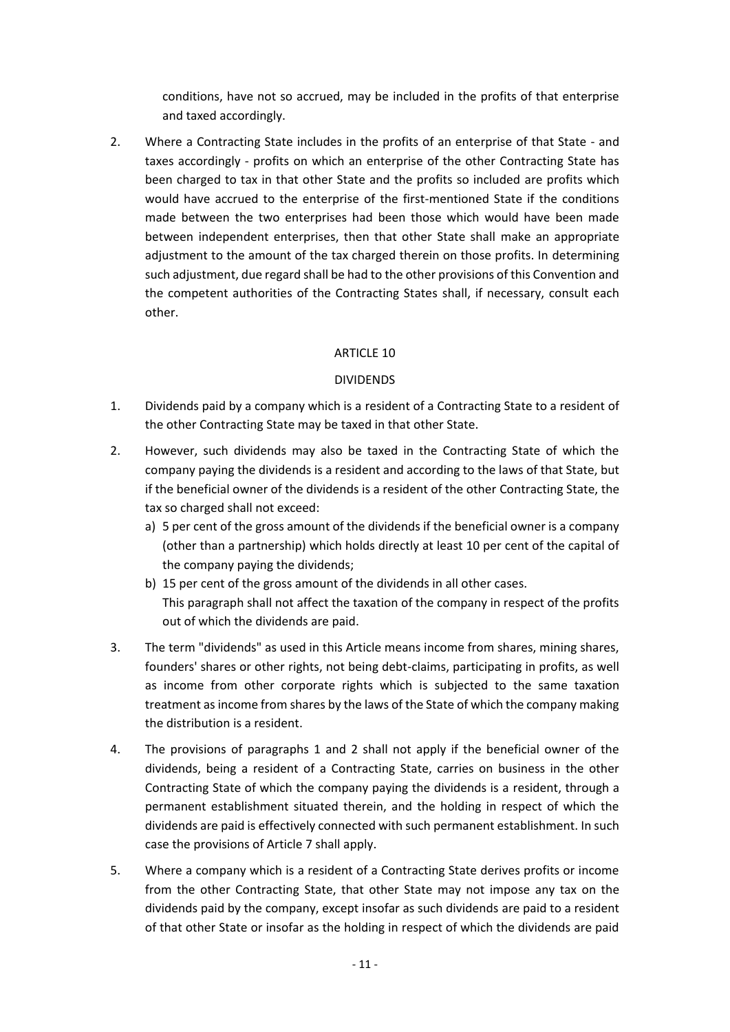conditions, have not so accrued, may be included in the profits of that enterprise and taxed accordingly.

2. Where a Contracting State includes in the profits of an enterprise of that State - and taxes accordingly - profits on which an enterprise of the other Contracting State has been charged to tax in that other State and the profits so included are profits which would have accrued to the enterprise of the first-mentioned State if the conditions made between the two enterprises had been those which would have been made between independent enterprises, then that other State shall make an appropriate adjustment to the amount of the tax charged therein on those profits. In determining such adjustment, due regard shall be had to the other provisions of this Convention and the competent authorities of the Contracting States shall, if necessary, consult each other.

## ARTICLE 10

## DIVIDENDS

1. Dividends paid by a company which is a resident of a Contracting State to a resident of the other Contracting State may be taxed in that other State.

2. However, such dividends may also be taxed in the Contracting State of which the company paying the dividends is a resident and according to the laws of that State, but if the beneficial owner of the dividends is a resident of the other Contracting State, the tax so charged shall not exceed:
   a) 5 per cent of the gross amount of the dividends if the beneficial owner is a company (other than a partnership) which holds directly at least 10 per cent of the capital of the company paying the dividends;
   b) 15 per cent of the gross amount of the dividends in all other cases.

   This paragraph shall not affect the taxation of the company in respect of the profits out of which the dividends are paid.

3. The term "dividends" as used in this Article means income from shares, mining shares, founders' shares or other rights, not being debt-claims, participating in profits, as well as income from other corporate rights which is subjected to the same taxation treatment as income from shares by the laws of the State of which the company making the distribution is a resident.

4. The provisions of paragraphs 1 and 2 shall not apply if the beneficial owner of the dividends, being a resident of a Contracting State, carries on business in the other Contracting State of which the company paying the dividends is a resident, through a permanent establishment situated therein, and the holding in respect of which the dividends are paid is effectively connected with such permanent establishment. In such case the provisions of Article 7 shall apply.

5. Where a company which is a resident of a Contracting State derives profits or income from the other Contracting State, that other State may not impose any tax on the dividends paid by the company, except insofar as such dividends are paid to a resident of that other State or insofar as the holding in respect of which the dividends are paid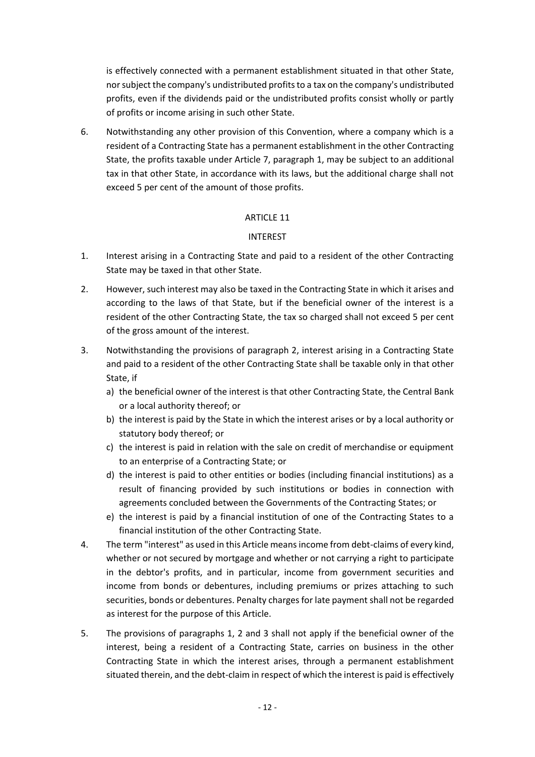is effectively connected with a permanent establishment situated in that other State, nor subject the company's undistributed profits to a tax on the company's undistributed profits, even if the dividends paid or the undistributed profits consist wholly or partly of profits or income arising in such other State.

6. Notwithstanding any other provision of this Convention, where a company which is a resident of a Contracting State has a permanent establishment in the other Contracting State, the profits taxable under Article 7, paragraph 1, may be subject to an additional tax in that other State, in accordance with its laws, but the additional charge shall not exceed 5 per cent of the amount of those profits.

## ARTICLE 11

## INTEREST

1. Interest arising in a Contracting State and paid to a resident of the other Contracting State may be taxed in that other State.

2. However, such interest may also be taxed in the Contracting State in which it arises and according to the laws of that State, but if the beneficial owner of the interest is a resident of the other Contracting State, the tax so charged shall not exceed 5 per cent of the gross amount of the interest.

3. Notwithstanding the provisions of paragraph 2, interest arising in a Contracting State and paid to a resident of the other Contracting State shall be taxable only in that other State, if
   a) the beneficial owner of the interest is that other Contracting State, the Central Bank or a local authority thereof; or
   b) the interest is paid by the State in which the interest arises or by a local authority or statutory body thereof; or
   c) the interest is paid in relation with the sale on credit of merchandise or equipment to an enterprise of a Contracting State; or
   d) the interest is paid to other entities or bodies (including financial institutions) as a result of financing provided by such institutions or bodies in connection with agreements concluded between the Governments of the Contracting States; or
   e) the interest is paid by a financial institution of one of the Contracting States to a financial institution of the other Contracting State.

4. The term "interest" as used in this Article means income from debt-claims of every kind, whether or not secured by mortgage and whether or not carrying a right to participate in the debtor's profits, and in particular, income from government securities and income from bonds or debentures, including premiums or prizes attaching to such securities, bonds or debentures. Penalty charges for late payment shall not be regarded as interest for the purpose of this Article.

5. The provisions of paragraphs 1, 2 and 3 shall not apply if the beneficial owner of the interest, being a resident of a Contracting State, carries on business in the other Contracting State in which the interest arises, through a permanent establishment situated therein, and the debt-claim in respect of which the interest is paid is effectively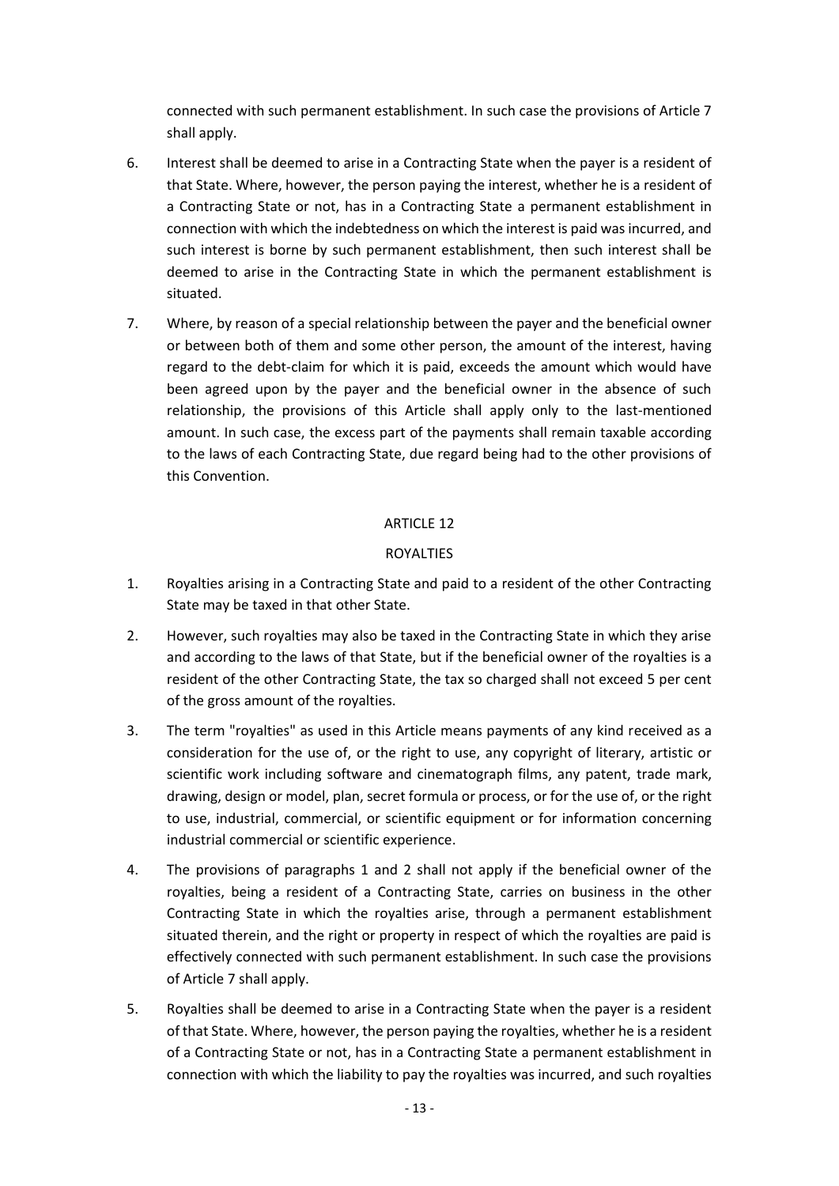connected with such permanent establishment. In such case the provisions of Article 7 shall apply.

6. Interest shall be deemed to arise in a Contracting State when the payer is a resident of that State. Where, however, the person paying the interest, whether he is a resident of a Contracting State or not, has in a Contracting State a permanent establishment in connection with which the indebtedness on which the interest is paid was incurred, and such interest is borne by such permanent establishment, then such interest shall be deemed to arise in the Contracting State in which the permanent establishment is situated.

7. Where, by reason of a special relationship between the payer and the beneficial owner or between both of them and some other person, the amount of the interest, having regard to the debt-claim for which it is paid, exceeds the amount which would have been agreed upon by the payer and the beneficial owner in the absence of such relationship, the provisions of this Article shall apply only to the last-mentioned amount. In such case, the excess part of the payments shall remain taxable according to the laws of each Contracting State, due regard being had to the other provisions of this Convention.

## ARTICLE 12

## ROYALTIES

1. Royalties arising in a Contracting State and paid to a resident of the other Contracting State may be taxed in that other State.

2. However, such royalties may also be taxed in the Contracting State in which they arise and according to the laws of that State, but if the beneficial owner of the royalties is a resident of the other Contracting State, the tax so charged shall not exceed 5 per cent of the gross amount of the royalties.

3. The term "royalties" as used in this Article means payments of any kind received as a consideration for the use of, or the right to use, any copyright of literary, artistic or scientific work including software and cinematograph films, any patent, trade mark, drawing, design or model, plan, secret formula or process, or for the use of, or the right to use, industrial, commercial, or scientific equipment or for information concerning industrial commercial or scientific experience.

4. The provisions of paragraphs 1 and 2 shall not apply if the beneficial owner of the royalties, being a resident of a Contracting State, carries on business in the other Contracting State in which the royalties arise, through a permanent establishment situated therein, and the right or property in respect of which the royalties are paid is effectively connected with such permanent establishment. In such case the provisions of Article 7 shall apply.

5. Royalties shall be deemed to arise in a Contracting State when the payer is a resident of that State. Where, however, the person paying the royalties, whether he is a resident of a Contracting State or not, has in a Contracting State a permanent establishment in connection with which the liability to pay the royalties was incurred, and such royalties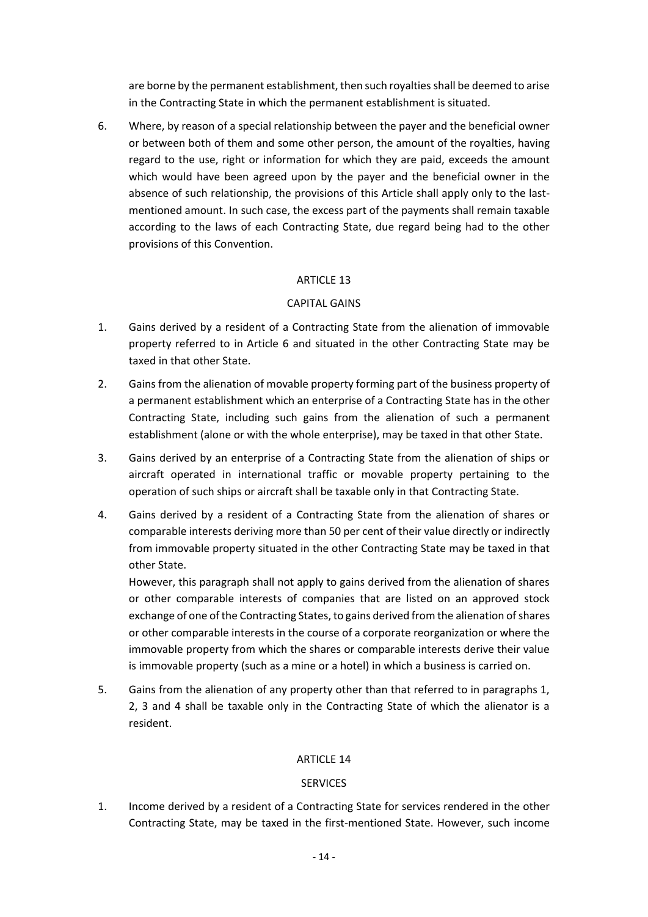are borne by the permanent establishment, then such royalties shall be deemed to arise in the Contracting State in which the permanent establishment is situated.

6. Where, by reason of a special relationship between the payer and the beneficial owner or between both of them and some other person, the amount of the royalties, having regard to the use, right or information for which they are paid, exceeds the amount which would have been agreed upon by the payer and the beneficial owner in the absence of such relationship, the provisions of this Article shall apply only to the last-mentioned amount. In such case, the excess part of the payments shall remain taxable according to the laws of each Contracting State, due regard being had to the other provisions of this Convention.

## ARTICLE 13

## CAPITAL GAINS

1. Gains derived by a resident of a Contracting State from the alienation of immovable property referred to in Article 6 and situated in the other Contracting State may be taxed in that other State.

2. Gains from the alienation of movable property forming part of the business property of a permanent establishment which an enterprise of a Contracting State has in the other Contracting State, including such gains from the alienation of such a permanent establishment (alone or with the whole enterprise), may be taxed in that other State.

3. Gains derived by an enterprise of a Contracting State from the alienation of ships or aircraft operated in international traffic or movable property pertaining to the operation of such ships or aircraft shall be taxable only in that Contracting State.

4. Gains derived by a resident of a Contracting State from the alienation of shares or comparable interests deriving more than 50 per cent of their value directly or indirectly from immovable property situated in the other Contracting State may be taxed in that other State.

   However, this paragraph shall not apply to gains derived from the alienation of shares or other comparable interests of companies that are listed on an approved stock exchange of one of the Contracting States, to gains derived from the alienation of shares or other comparable interests in the course of a corporate reorganization or where the immovable property from which the shares or comparable interests derive their value is immovable property (such as a mine or a hotel) in which a business is carried on.

5. Gains from the alienation of any property other than that referred to in paragraphs 1, 2, 3 and 4 shall be taxable only in the Contracting State of which the alienator is a resident.

## ARTICLE 14

## SERVICES

1. Income derived by a resident of a Contracting State for services rendered in the other Contracting State, may be taxed in the first-mentioned State. However, such income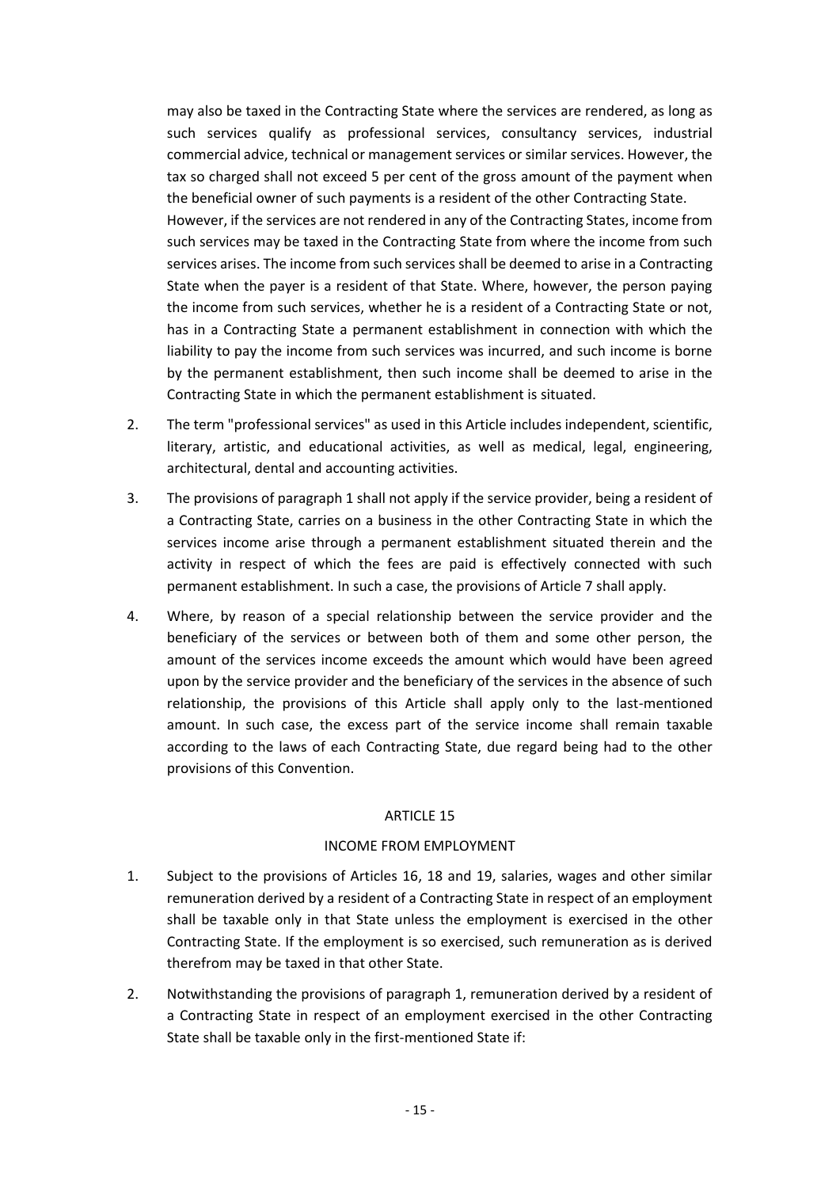may also be taxed in the Contracting State where the services are rendered, as long as such services qualify as professional services, consultancy services, industrial commercial advice, technical or management services or similar services. However, the tax so charged shall not exceed 5 per cent of the gross amount of the payment when the beneficial owner of such payments is a resident of the other Contracting State.

However, if the services are not rendered in any of the Contracting States, income from such services may be taxed in the Contracting State from where the income from such services arises. The income from such services shall be deemed to arise in a Contracting State when the payer is a resident of that State. Where, however, the person paying the income from such services, whether he is a resident of a Contracting State or not, has in a Contracting State a permanent establishment in connection with which the liability to pay the income from such services was incurred, and such income is borne by the permanent establishment, then such income shall be deemed to arise in the Contracting State in which the permanent establishment is situated.

2. The term "professional services" as used in this Article includes independent, scientific, literary, artistic, and educational activities, as well as medical, legal, engineering, architectural, dental and accounting activities.

3. The provisions of paragraph 1 shall not apply if the service provider, being a resident of a Contracting State, carries on a business in the other Contracting State in which the services income arise through a permanent establishment situated therein and the activity in respect of which the fees are paid is effectively connected with such permanent establishment. In such a case, the provisions of Article 7 shall apply.

4. Where, by reason of a special relationship between the service provider and the beneficiary of the services or between both of them and some other person, the amount of the services income exceeds the amount which would have been agreed upon by the service provider and the beneficiary of the services in the absence of such relationship, the provisions of this Article shall apply only to the last-mentioned amount. In such case, the excess part of the service income shall remain taxable according to the laws of each Contracting State, due regard being had to the other provisions of this Convention.

## ARTICLE 15

## INCOME FROM EMPLOYMENT

1. Subject to the provisions of Articles 16, 18 and 19, salaries, wages and other similar remuneration derived by a resident of a Contracting State in respect of an employment shall be taxable only in that State unless the employment is exercised in the other Contracting State. If the employment is so exercised, such remuneration as is derived therefrom may be taxed in that other State.

2. Notwithstanding the provisions of paragraph 1, remuneration derived by a resident of a Contracting State in respect of an employment exercised in the other Contracting State shall be taxable only in the first-mentioned State if: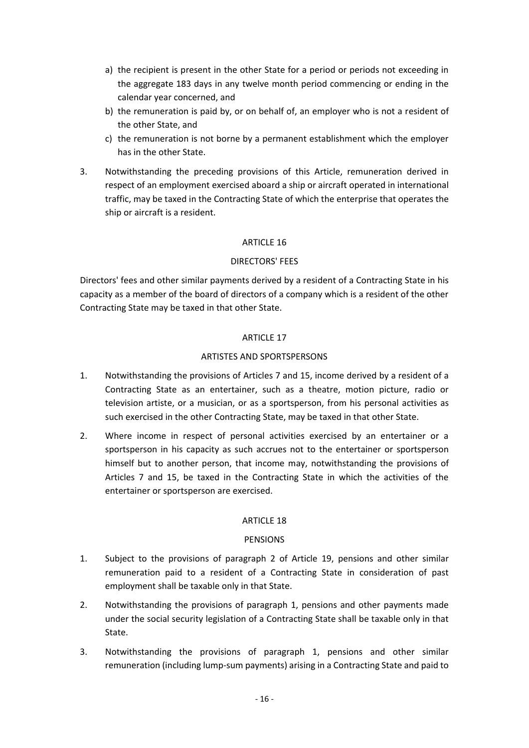a) the recipient is present in the other State for a period or periods not exceeding in the aggregate 183 days in any twelve month period commencing or ending in the calendar year concerned, and
b) the remuneration is paid by, or on behalf of, an employer who is not a resident of the other State, and
c) the remuneration is not borne by a permanent establishment which the employer has in the other State.

3. Notwithstanding the preceding provisions of this Article, remuneration derived in respect of an employment exercised aboard a ship or aircraft operated in international traffic, may be taxed in the Contracting State of which the enterprise that operates the ship or aircraft is a resident.

## ARTICLE 16

## DIRECTORS' FEES

Directors' fees and other similar payments derived by a resident of a Contracting State in his capacity as a member of the board of directors of a company which is a resident of the other Contracting State may be taxed in that other State.

## ARTICLE 17

## ARTISTES AND SPORTSPERSONS

1. Notwithstanding the provisions of Articles 7 and 15, income derived by a resident of a Contracting State as an entertainer, such as a theatre, motion picture, radio or television artiste, or a musician, or as a sportsperson, from his personal activities as such exercised in the other Contracting State, may be taxed in that other State.

2. Where income in respect of personal activities exercised by an entertainer or a sportsperson in his capacity as such accrues not to the entertainer or sportsperson himself but to another person, that income may, notwithstanding the provisions of Articles 7 and 15, be taxed in the Contracting State in which the activities of the entertainer or sportsperson are exercised.

## ARTICLE 18

## PENSIONS

1. Subject to the provisions of paragraph 2 of Article 19, pensions and other similar remuneration paid to a resident of a Contracting State in consideration of past employment shall be taxable only in that State.

2. Notwithstanding the provisions of paragraph 1, pensions and other payments made under the social security legislation of a Contracting State shall be taxable only in that State.

3. Notwithstanding the provisions of paragraph 1, pensions and other similar remuneration (including lump-sum payments) arising in a Contracting State and paid to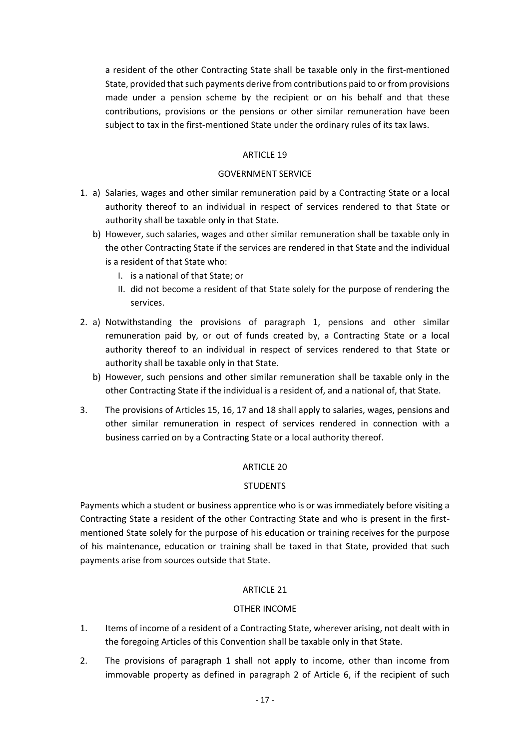a resident of the other Contracting State shall be taxable only in the first-mentioned State, provided that such payments derive from contributions paid to or from provisions made under a pension scheme by the recipient or on his behalf and that these contributions, provisions or the pensions or other similar remuneration have been subject to tax in the first-mentioned State under the ordinary rules of its tax laws.

## ARTICLE 19

## GOVERNMENT SERVICE

1. a) Salaries, wages and other similar remuneration paid by a Contracting State or a local authority thereof to an individual in respect of services rendered to that State or authority shall be taxable only in that State.

   b) However, such salaries, wages and other similar remuneration shall be taxable only in the other Contracting State if the services are rendered in that State and the individual is a resident of that State who:

      I. is a national of that State; or

      II. did not become a resident of that State solely for the purpose of rendering the services.

2. a) Notwithstanding the provisions of paragraph 1, pensions and other similar remuneration paid by, or out of funds created by, a Contracting State or a local authority thereof to an individual in respect of services rendered to that State or authority shall be taxable only in that State.

   b) However, such pensions and other similar remuneration shall be taxable only in the other Contracting State if the individual is a resident of, and a national of, that State.

3. The provisions of Articles 15, 16, 17 and 18 shall apply to salaries, wages, pensions and other similar remuneration in respect of services rendered in connection with a business carried on by a Contracting State or a local authority thereof.

## ARTICLE 20

## STUDENTS

Payments which a student or business apprentice who is or was immediately before visiting a Contracting State a resident of the other Contracting State and who is present in the first-mentioned State solely for the purpose of his education or training receives for the purpose of his maintenance, education or training shall be taxed in that State, provided that such payments arise from sources outside that State.

## ARTICLE 21

## OTHER INCOME

1. Items of income of a resident of a Contracting State, wherever arising, not dealt with in the foregoing Articles of this Convention shall be taxable only in that State.

2. The provisions of paragraph 1 shall not apply to income, other than income from immovable property as defined in paragraph 2 of Article 6, if the recipient of such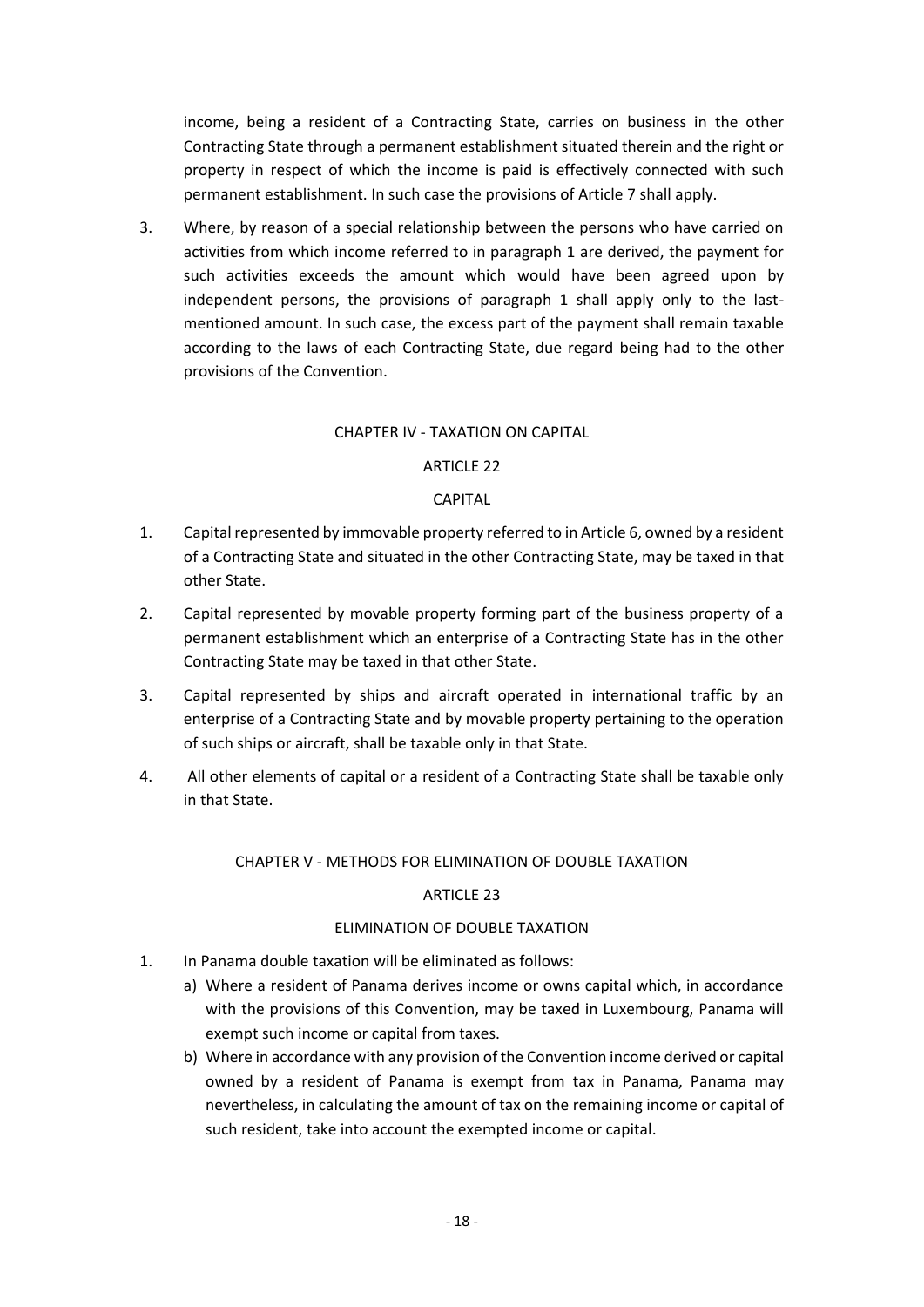income, being a resident of a Contracting State, carries on business in the other Contracting State through a permanent establishment situated therein and the right or property in respect of which the income is paid is effectively connected with such permanent establishment. In such case the provisions of Article 7 shall apply.

3. Where, by reason of a special relationship between the persons who have carried on activities from which income referred to in paragraph 1 are derived, the payment for such activities exceeds the amount which would have been agreed upon by independent persons, the provisions of paragraph 1 shall apply only to the last-mentioned amount. In such case, the excess part of the payment shall remain taxable according to the laws of each Contracting State, due regard being had to the other provisions of the Convention.

## CHAPTER IV - TAXATION ON CAPITAL

### ARTICLE 22

### CAPITAL

1. Capital represented by immovable property referred to in Article 6, owned by a resident of a Contracting State and situated in the other Contracting State, may be taxed in that other State.
2. Capital represented by movable property forming part of the business property of a permanent establishment which an enterprise of a Contracting State has in the other Contracting State may be taxed in that other State.
3. Capital represented by ships and aircraft operated in international traffic by an enterprise of a Contracting State and by movable property pertaining to the operation of such ships or aircraft, shall be taxable only in that State.
4. All other elements of capital or a resident of a Contracting State shall be taxable only in that State.

## CHAPTER V - METHODS FOR ELIMINATION OF DOUBLE TAXATION

### ARTICLE 23

### ELIMINATION OF DOUBLE TAXATION

1. In Panama double taxation will be eliminated as follows:
   a) Where a resident of Panama derives income or owns capital which, in accordance with the provisions of this Convention, may be taxed in Luxembourg, Panama will exempt such income or capital from taxes.
   b) Where in accordance with any provision of the Convention income derived or capital owned by a resident of Panama is exempt from tax in Panama, Panama may nevertheless, in calculating the amount of tax on the remaining income or capital of such resident, take into account the exempted income or capital.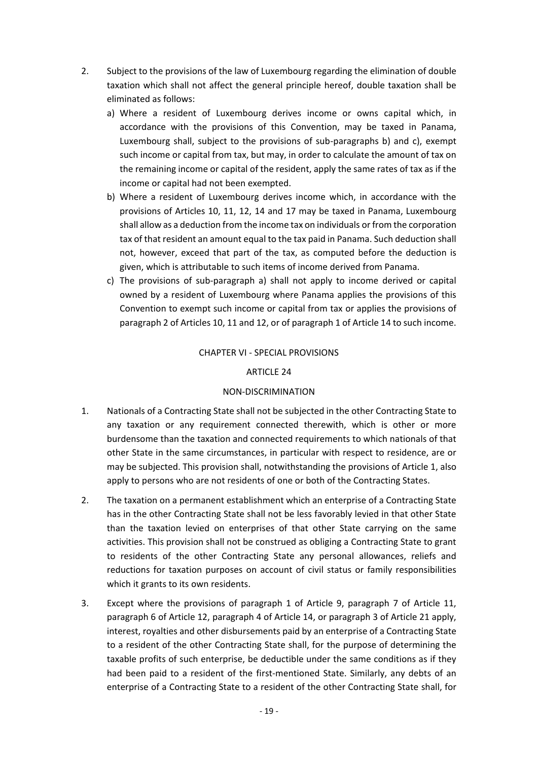2. Subject to the provisions of the law of Luxembourg regarding the elimination of double taxation which shall not affect the general principle hereof, double taxation shall be eliminated as follows:

   a) Where a resident of Luxembourg derives income or owns capital which, in accordance with the provisions of this Convention, may be taxed in Panama, Luxembourg shall, subject to the provisions of sub-paragraphs b) and c), exempt such income or capital from tax, but may, in order to calculate the amount of tax on the remaining income or capital of the resident, apply the same rates of tax as if the income or capital had not been exempted.

   b) Where a resident of Luxembourg derives income which, in accordance with the provisions of Articles 10, 11, 12, 14 and 17 may be taxed in Panama, Luxembourg shall allow as a deduction from the income tax on individuals or from the corporation tax of that resident an amount equal to the tax paid in Panama. Such deduction shall not, however, exceed that part of the tax, as computed before the deduction is given, which is attributable to such items of income derived from Panama.

   c) The provisions of sub-paragraph a) shall not apply to income derived or capital owned by a resident of Luxembourg where Panama applies the provisions of this Convention to exempt such income or capital from tax or applies the provisions of paragraph 2 of Articles 10, 11 and 12, or of paragraph 1 of Article 14 to such income.

## CHAPTER VI - SPECIAL PROVISIONS

### ARTICLE 24

### NON-DISCRIMINATION

1. Nationals of a Contracting State shall not be subjected in the other Contracting State to any taxation or any requirement connected therewith, which is other or more burdensome than the taxation and connected requirements to which nationals of that other State in the same circumstances, in particular with respect to residence, are or may be subjected. This provision shall, notwithstanding the provisions of Article 1, also apply to persons who are not residents of one or both of the Contracting States.

2. The taxation on a permanent establishment which an enterprise of a Contracting State has in the other Contracting State shall not be less favorably levied in that other State than the taxation levied on enterprises of that other State carrying on the same activities. This provision shall not be construed as obliging a Contracting State to grant to residents of the other Contracting State any personal allowances, reliefs and reductions for taxation purposes on account of civil status or family responsibilities which it grants to its own residents.

3. Except where the provisions of paragraph 1 of Article 9, paragraph 7 of Article 11, paragraph 6 of Article 12, paragraph 4 of Article 14, or paragraph 3 of Article 21 apply, interest, royalties and other disbursements paid by an enterprise of a Contracting State to a resident of the other Contracting State shall, for the purpose of determining the taxable profits of such enterprise, be deductible under the same conditions as if they had been paid to a resident of the first-mentioned State. Similarly, any debts of an enterprise of a Contracting State to a resident of the other Contracting State shall, for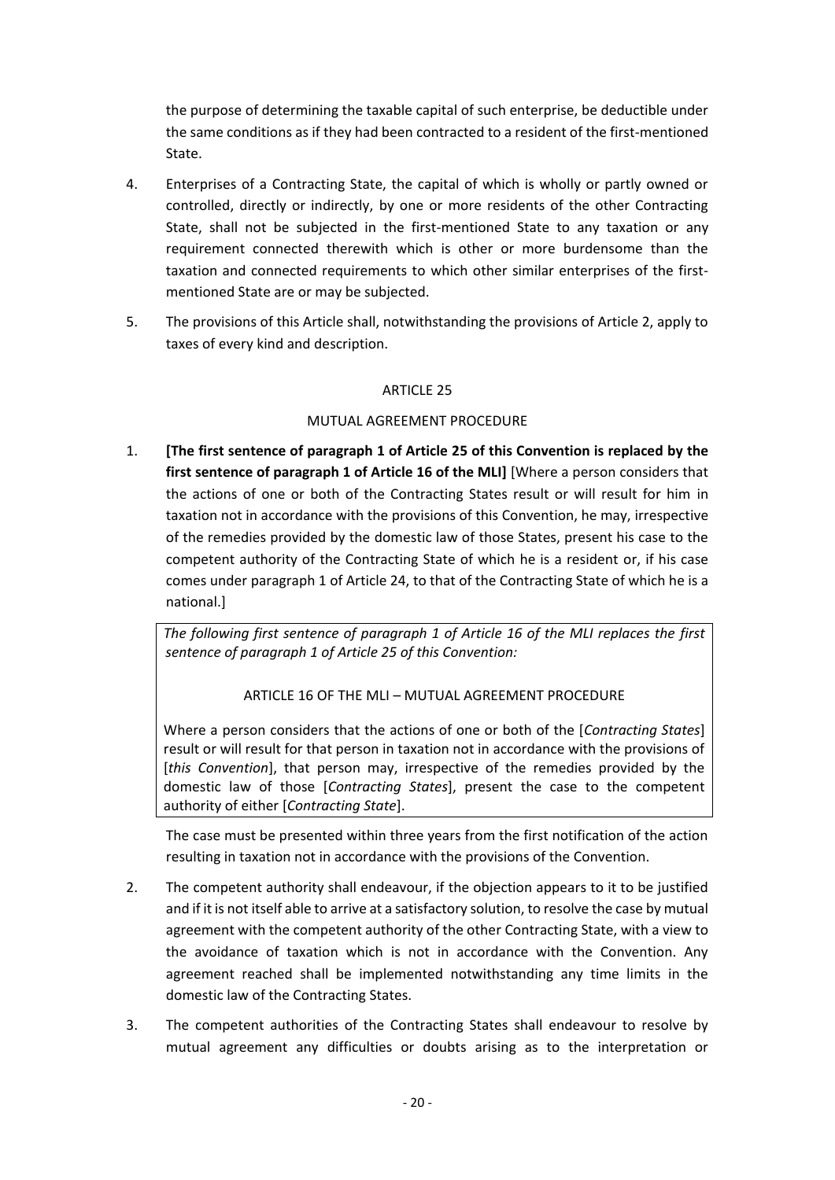the purpose of determining the taxable capital of such enterprise, be deductible under the same conditions as if they had been contracted to a resident of the first-mentioned State.

4. Enterprises of a Contracting State, the capital of which is wholly or partly owned or controlled, directly or indirectly, by one or more residents of the other Contracting State, shall not be subjected in the first-mentioned State to any taxation or any requirement connected therewith which is other or more burdensome than the taxation and connected requirements to which other similar enterprises of the first-mentioned State are or may be subjected.

5. The provisions of this Article shall, notwithstanding the provisions of Article 2, apply to taxes of every kind and description.

## ARTICLE 25

### MUTUAL AGREEMENT PROCEDURE

1. **[The first sentence of paragraph 1 of Article 25 of this Convention is replaced by the first sentence of paragraph 1 of Article 16 of the MLI]** [Where a person considers that the actions of one or both of the Contracting States result or will result for him in taxation not in accordance with the provisions of this Convention, he may, irrespective of the remedies provided by the domestic law of those States, present his case to the competent authority of the Contracting State of which he is a resident or, if his case comes under paragraph 1 of Article 24, to that of the Contracting State of which he is a national.]

> *The following first sentence of paragraph 1 of Article 16 of the MLI replaces the first sentence of paragraph 1 of Article 25 of this Convention:*
>
> ARTICLE 16 OF THE MLI – MUTUAL AGREEMENT PROCEDURE
>
> Where a person considers that the actions of one or both of the [*Contracting States*] result or will result for that person in taxation not in accordance with the provisions of [*this Convention*], that person may, irrespective of the remedies provided by the domestic law of those [*Contracting States*], present the case to the competent authority of either [*Contracting State*].

The case must be presented within three years from the first notification of the action resulting in taxation not in accordance with the provisions of the Convention.

2. The competent authority shall endeavour, if the objection appears to it to be justified and if it is not itself able to arrive at a satisfactory solution, to resolve the case by mutual agreement with the competent authority of the other Contracting State, with a view to the avoidance of taxation which is not in accordance with the Convention. Any agreement reached shall be implemented notwithstanding any time limits in the domestic law of the Contracting States.

3. The competent authorities of the Contracting States shall endeavour to resolve by mutual agreement any difficulties or doubts arising as to the interpretation or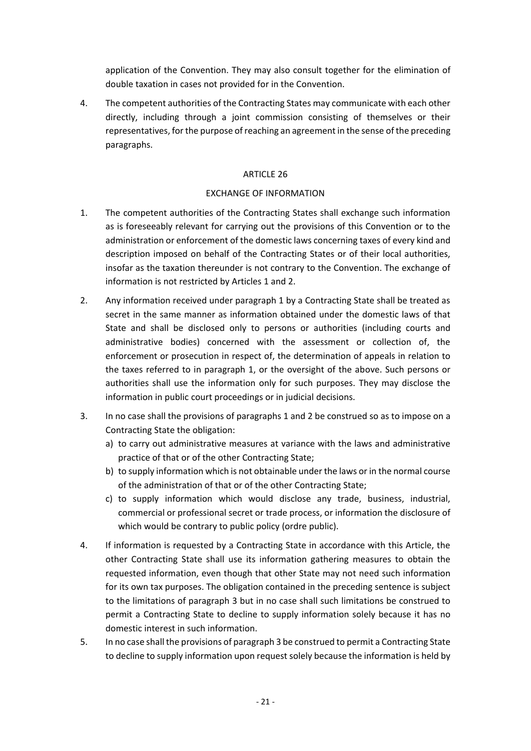application of the Convention. They may also consult together for the elimination of double taxation in cases not provided for in the Convention.

4. The competent authorities of the Contracting States may communicate with each other directly, including through a joint commission consisting of themselves or their representatives, for the purpose of reaching an agreement in the sense of the preceding paragraphs.

## ARTICLE 26

## EXCHANGE OF INFORMATION

1. The competent authorities of the Contracting States shall exchange such information as is foreseeably relevant for carrying out the provisions of this Convention or to the administration or enforcement of the domestic laws concerning taxes of every kind and description imposed on behalf of the Contracting States or of their local authorities, insofar as the taxation thereunder is not contrary to the Convention. The exchange of information is not restricted by Articles 1 and 2.

2. Any information received under paragraph 1 by a Contracting State shall be treated as secret in the same manner as information obtained under the domestic laws of that State and shall be disclosed only to persons or authorities (including courts and administrative bodies) concerned with the assessment or collection of, the enforcement or prosecution in respect of, the determination of appeals in relation to the taxes referred to in paragraph 1, or the oversight of the above. Such persons or authorities shall use the information only for such purposes. They may disclose the information in public court proceedings or in judicial decisions.

3. In no case shall the provisions of paragraphs 1 and 2 be construed so as to impose on a Contracting State the obligation:
   a) to carry out administrative measures at variance with the laws and administrative practice of that or of the other Contracting State;
   b) to supply information which is not obtainable under the laws or in the normal course of the administration of that or of the other Contracting State;
   c) to supply information which would disclose any trade, business, industrial, commercial or professional secret or trade process, or information the disclosure of which would be contrary to public policy (ordre public).

4. If information is requested by a Contracting State in accordance with this Article, the other Contracting State shall use its information gathering measures to obtain the requested information, even though that other State may not need such information for its own tax purposes. The obligation contained in the preceding sentence is subject to the limitations of paragraph 3 but in no case shall such limitations be construed to permit a Contracting State to decline to supply information solely because it has no domestic interest in such information.

5. In no case shall the provisions of paragraph 3 be construed to permit a Contracting State to decline to supply information upon request solely because the information is held by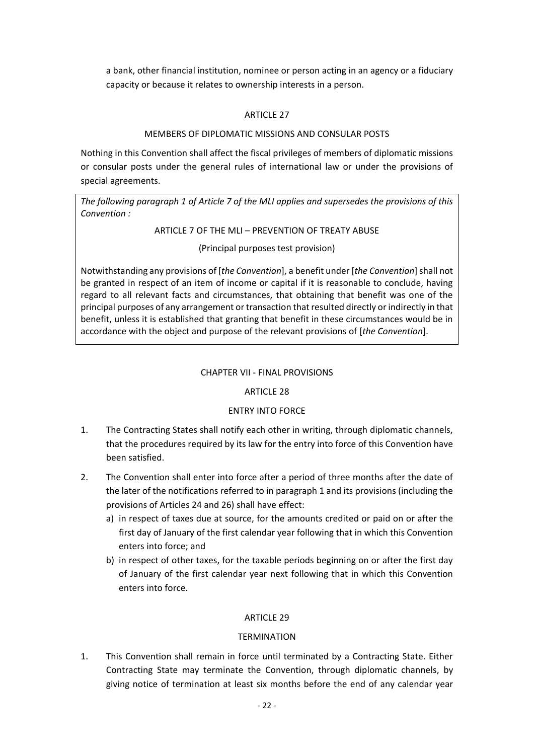a bank, other financial institution, nominee or person acting in an agency or a fiduciary capacity or because it relates to ownership interests in a person.

### ARTICLE 27

### MEMBERS OF DIPLOMATIC MISSIONS AND CONSULAR POSTS

Nothing in this Convention shall affect the fiscal privileges of members of diplomatic missions or consular posts under the general rules of international law or under the provisions of special agreements.

> *The following paragraph 1 of Article 7 of the MLI applies and supersedes the provisions of this Convention :*
>
> ARTICLE 7 OF THE MLI – PREVENTION OF TREATY ABUSE
>
> (Principal purposes test provision)
>
> Notwithstanding any provisions of [*the Convention*], a benefit under [*the Convention*] shall not be granted in respect of an item of income or capital if it is reasonable to conclude, having regard to all relevant facts and circumstances, that obtaining that benefit was one of the principal purposes of any arrangement or transaction that resulted directly or indirectly in that benefit, unless it is established that granting that benefit in these circumstances would be in accordance with the object and purpose of the relevant provisions of [*the Convention*].

## CHAPTER VII - FINAL PROVISIONS

### ARTICLE 28

### ENTRY INTO FORCE

1. The Contracting States shall notify each other in writing, through diplomatic channels, that the procedures required by its law for the entry into force of this Convention have been satisfied.
2. The Convention shall enter into force after a period of three months after the date of the later of the notifications referred to in paragraph 1 and its provisions (including the provisions of Articles 24 and 26) shall have effect:
   a) in respect of taxes due at source, for the amounts credited or paid on or after the first day of January of the first calendar year following that in which this Convention enters into force; and
   b) in respect of other taxes, for the taxable periods beginning on or after the first day of January of the first calendar year next following that in which this Convention enters into force.

### ARTICLE 29

### TERMINATION

1. This Convention shall remain in force until terminated by a Contracting State. Either Contracting State may terminate the Convention, through diplomatic channels, by giving notice of termination at least six months before the end of any calendar year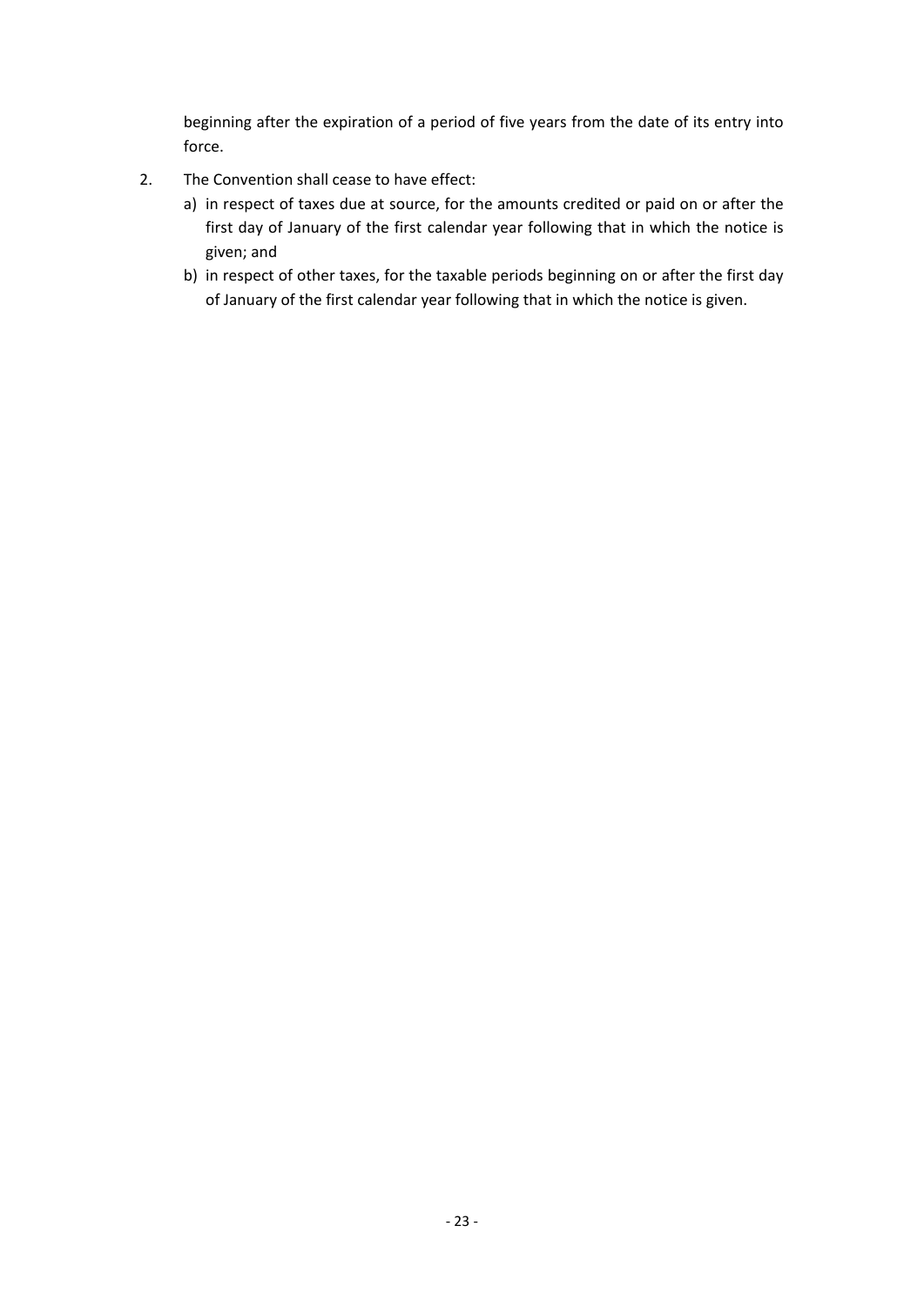beginning after the expiration of a period of five years from the date of its entry into force.

2. The Convention shall cease to have effect:
   a) in respect of taxes due at source, for the amounts credited or paid on or after the first day of January of the first calendar year following that in which the notice is given; and
   b) in respect of other taxes, for the taxable periods beginning on or after the first day of January of the first calendar year following that in which the notice is given.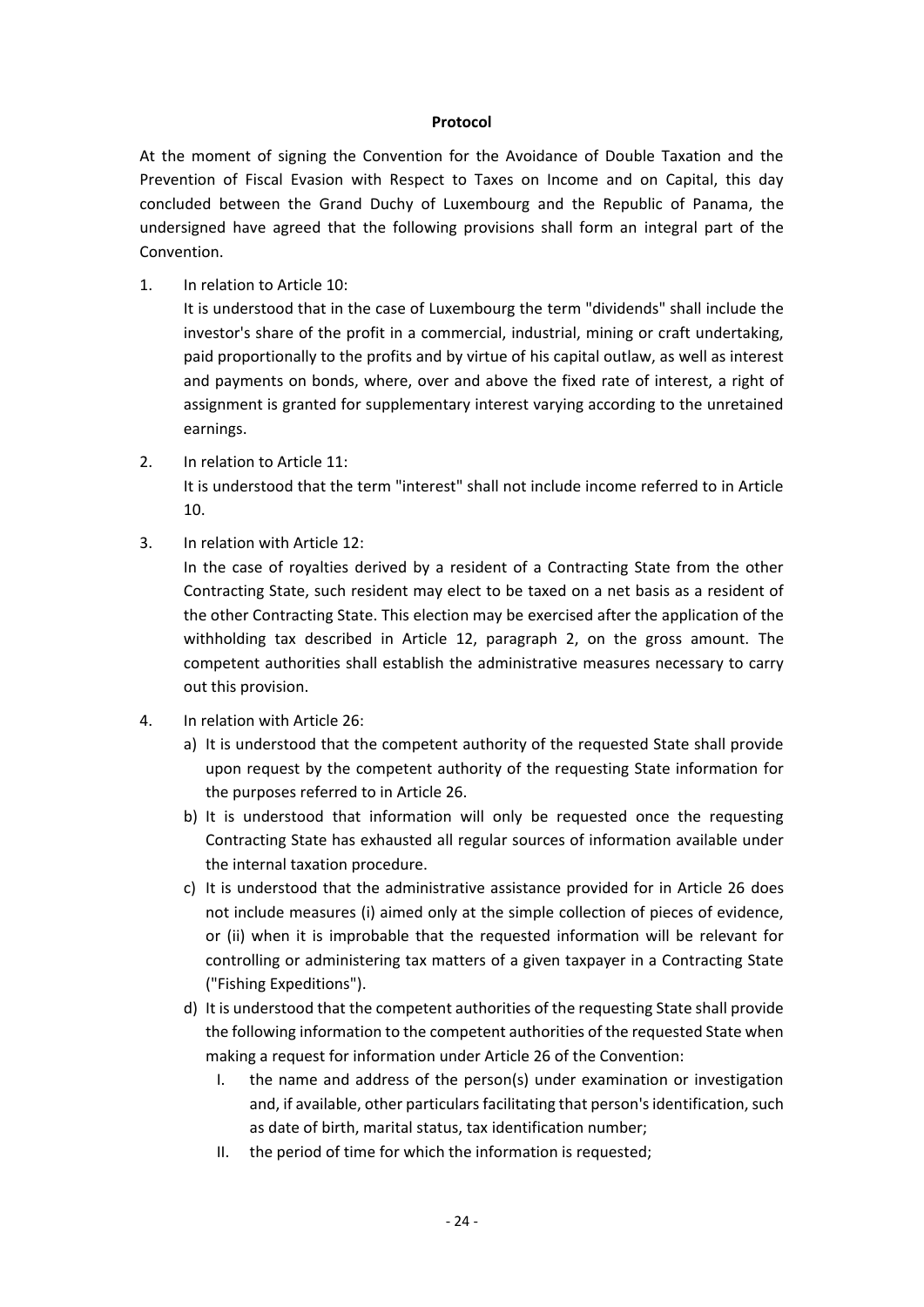**Protocol**

At the moment of signing the Convention for the Avoidance of Double Taxation and the Prevention of Fiscal Evasion with Respect to Taxes on Income and on Capital, this day concluded between the Grand Duchy of Luxembourg and the Republic of Panama, the undersigned have agreed that the following provisions shall form an integral part of the Convention.

1. In relation to Article 10:

   It is understood that in the case of Luxembourg the term "dividends" shall include the investor's share of the profit in a commercial, industrial, mining or craft undertaking, paid proportionally to the profits and by virtue of his capital outlaw, as well as interest and payments on bonds, where, over and above the fixed rate of interest, a right of assignment is granted for supplementary interest varying according to the unretained earnings.

2. In relation to Article 11:

   It is understood that the term "interest" shall not include income referred to in Article 10.

3. In relation with Article 12:

   In the case of royalties derived by a resident of a Contracting State from the other Contracting State, such resident may elect to be taxed on a net basis as a resident of the other Contracting State. This election may be exercised after the application of the withholding tax described in Article 12, paragraph 2, on the gross amount. The competent authorities shall establish the administrative measures necessary to carry out this provision.

4. In relation with Article 26:

   a) It is understood that the competent authority of the requested State shall provide upon request by the competent authority of the requesting State information for the purposes referred to in Article 26.

   b) It is understood that information will only be requested once the requesting Contracting State has exhausted all regular sources of information available under the internal taxation procedure.

   c) It is understood that the administrative assistance provided for in Article 26 does not include measures (i) aimed only at the simple collection of pieces of evidence, or (ii) when it is improbable that the requested information will be relevant for controlling or administering tax matters of a given taxpayer in a Contracting State ("Fishing Expeditions").

   d) It is understood that the competent authorities of the requesting State shall provide the following information to the competent authorities of the requested State when making a request for information under Article 26 of the Convention:

      I. the name and address of the person(s) under examination or investigation and, if available, other particulars facilitating that person's identification, such as date of birth, marital status, tax identification number;

      II. the period of time for which the information is requested;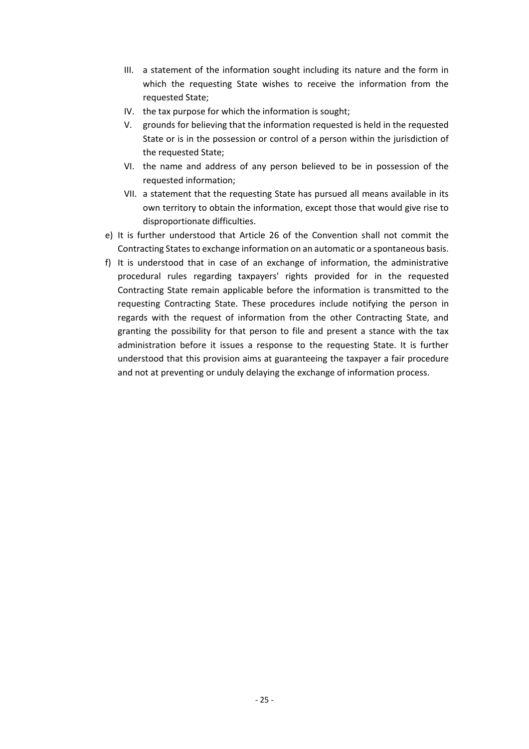III. a statement of the information sought including its nature and the form in which the requesting State wishes to receive the information from the requested State;

IV. the tax purpose for which the information is sought;

V. grounds for believing that the information requested is held in the requested State or is in the possession or control of a person within the jurisdiction of the requested State;

VI. the name and address of any person believed to be in possession of the requested information;

VII. a statement that the requesting State has pursued all means available in its own territory to obtain the information, except those that would give rise to disproportionate difficulties.

e) It is further understood that Article 26 of the Convention shall not commit the Contracting States to exchange information on an automatic or a spontaneous basis.

f) It is understood that in case of an exchange of information, the administrative procedural rules regarding taxpayers' rights provided for in the requested Contracting State remain applicable before the information is transmitted to the requesting Contracting State. These procedures include notifying the person in regards with the request of information from the other Contracting State, and granting the possibility for that person to file and present a stance with the tax administration before it issues a response to the requesting State. It is further understood that this provision aims at guaranteeing the taxpayer a fair procedure and not at preventing or unduly delaying the exchange of information process.